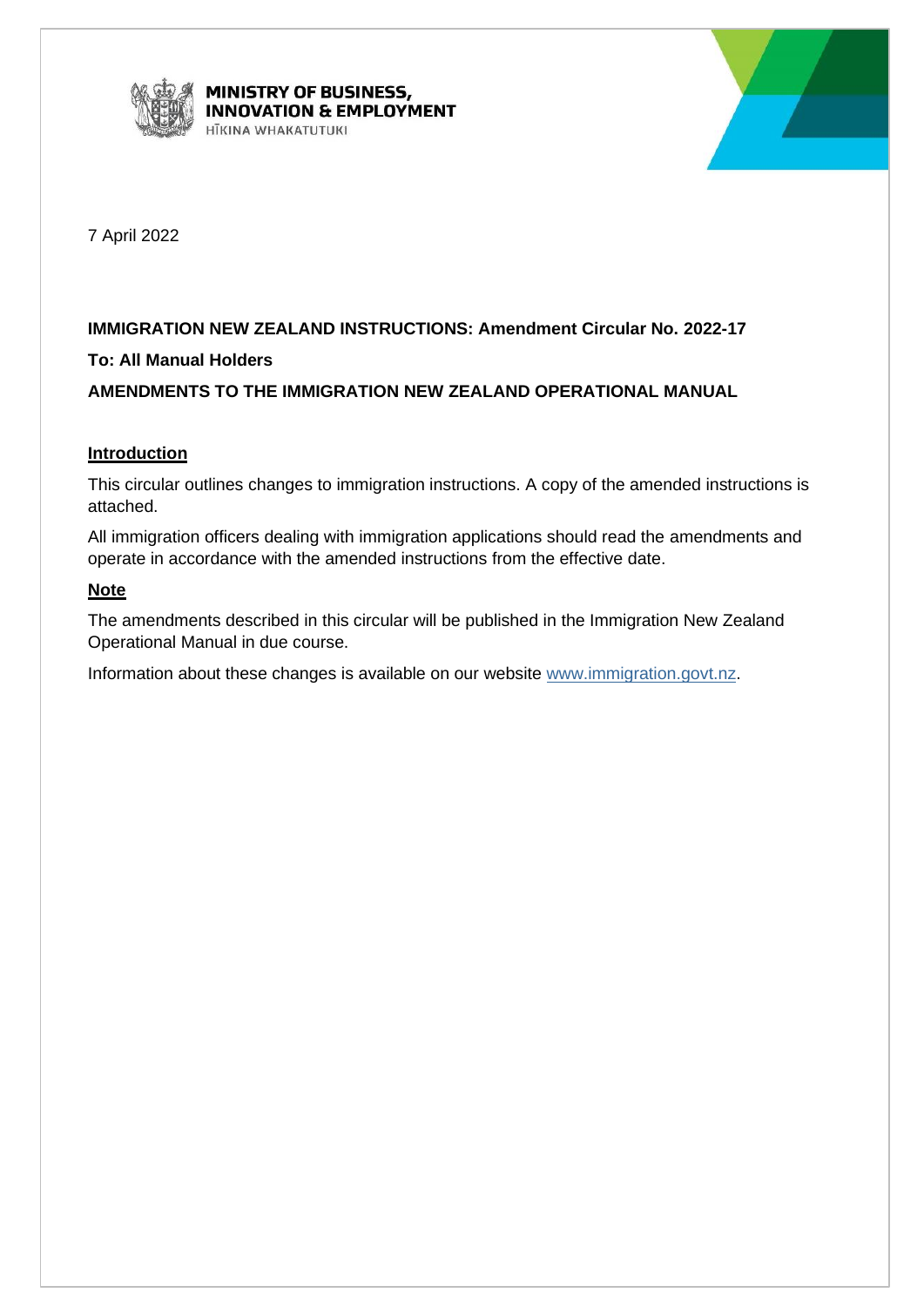MINISTRY OF BUSINESS, INNOVATION & EMPLOYMENT
HĪKINA WHAKATUTUKI

7 April 2022

**IMMIGRATION NEW ZEALAND INSTRUCTIONS: Amendment Circular No. 2022-17**

**To: All Manual Holders**

**AMENDMENTS TO THE IMMIGRATION NEW ZEALAND OPERATIONAL MANUAL**

**Introduction**

This circular outlines changes to immigration instructions. A copy of the amended instructions is attached.

All immigration officers dealing with immigration applications should read the amendments and operate in accordance with the amended instructions from the effective date.

**Note**

The amendments described in this circular will be published in the Immigration New Zealand Operational Manual in due course.

Information about these changes is available on our website www.immigration.govt.nz.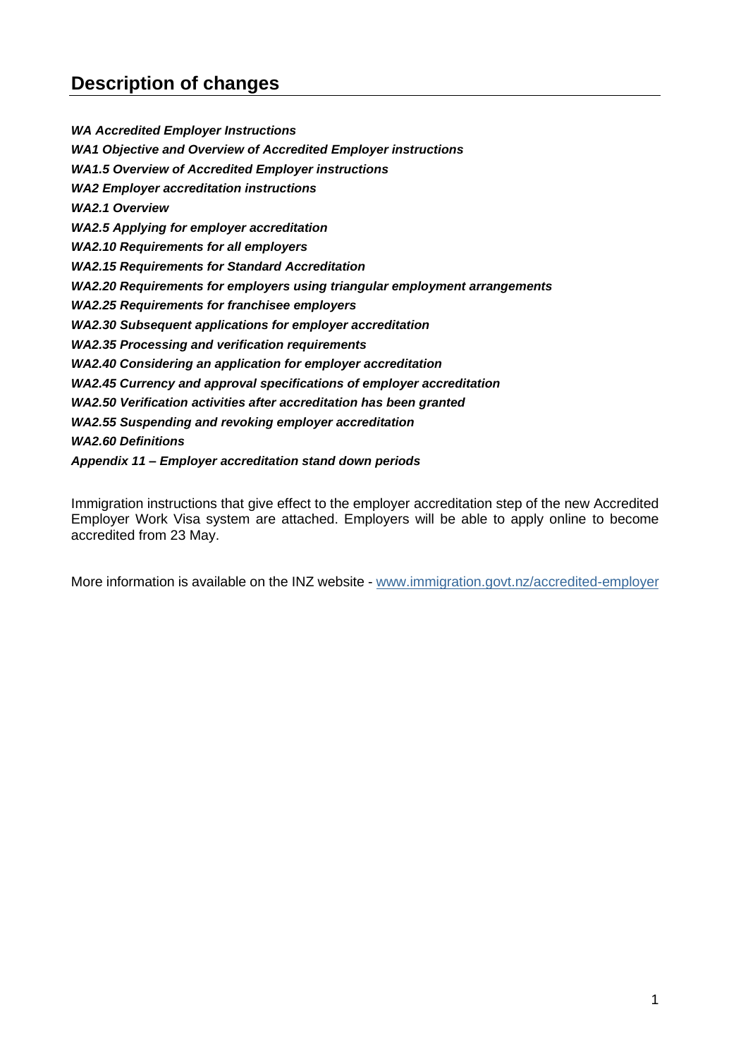## Description of changes

***WA Accredited Employer Instructions***

***WA1 Objective and Overview of Accredited Employer instructions***

***WA1.5 Overview of Accredited Employer instructions***

***WA2 Employer accreditation instructions***

***WA2.1 Overview***

***WA2.5 Applying for employer accreditation***

***WA2.10 Requirements for all employers***

***WA2.15 Requirements for Standard Accreditation***

***WA2.20 Requirements for employers using triangular employment arrangements***

***WA2.25 Requirements for franchisee employers***

***WA2.30 Subsequent applications for employer accreditation***

***WA2.35 Processing and verification requirements***

***WA2.40 Considering an application for employer accreditation***

***WA2.45 Currency and approval specifications of employer accreditation***

***WA2.50 Verification activities after accreditation has been granted***

***WA2.55 Suspending and revoking employer accreditation***

***WA2.60 Definitions***

***Appendix 11 – Employer accreditation stand down periods***

Immigration instructions that give effect to the employer accreditation step of the new Accredited Employer Work Visa system are attached. Employers will be able to apply online to become accredited from 23 May.

More information is available on the INZ website - [www.immigration.govt.nz/accredited-employer](www.immigration.govt.nz/accredited-employer)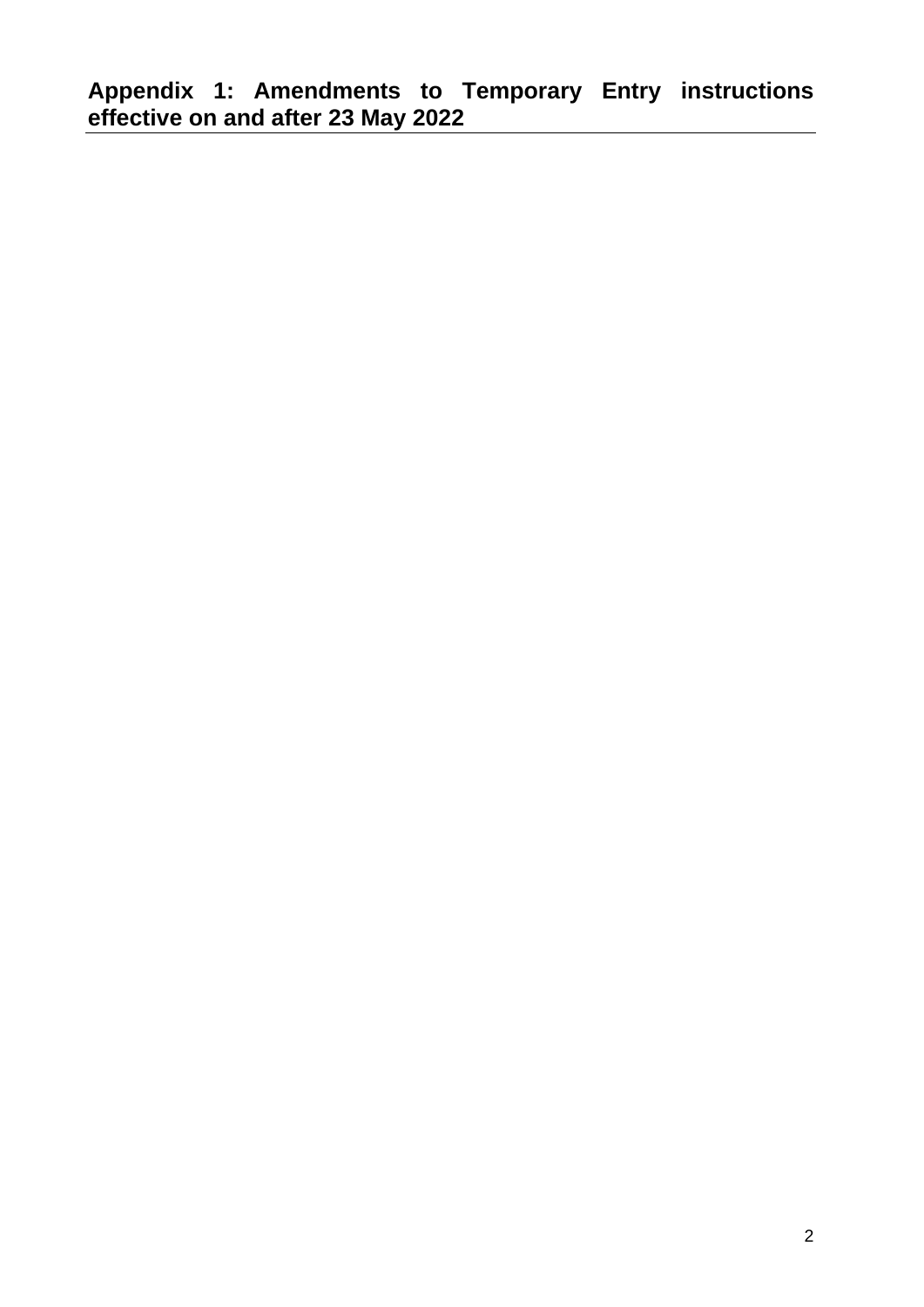## Appendix 1: Amendments to Temporary Entry instructions effective on and after 23 May 2022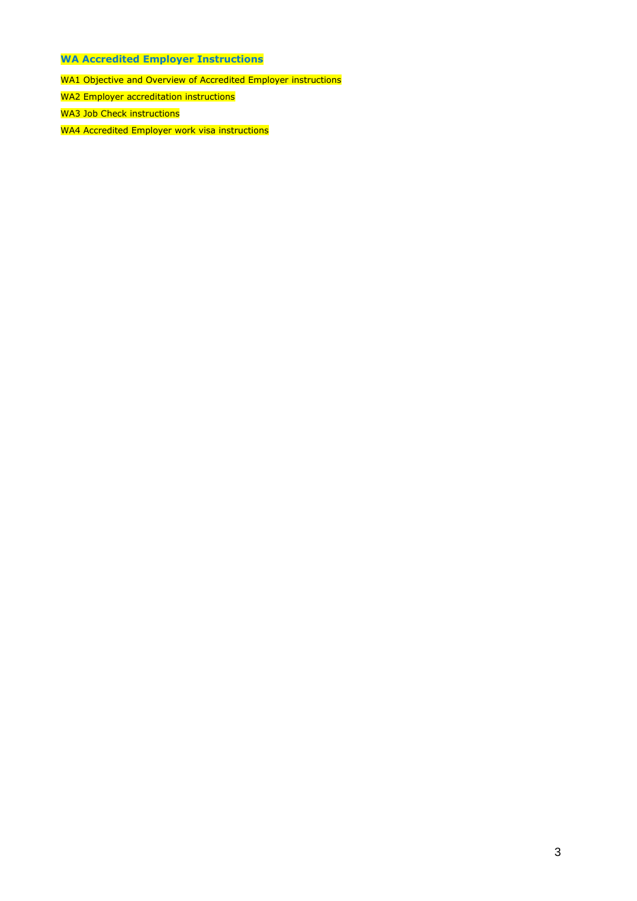## WA Accredited Employer Instructions

WA1 Objective and Overview of Accredited Employer instructions

WA2 Employer accreditation instructions

WA3 Job Check instructions

WA4 Accredited Employer work visa instructions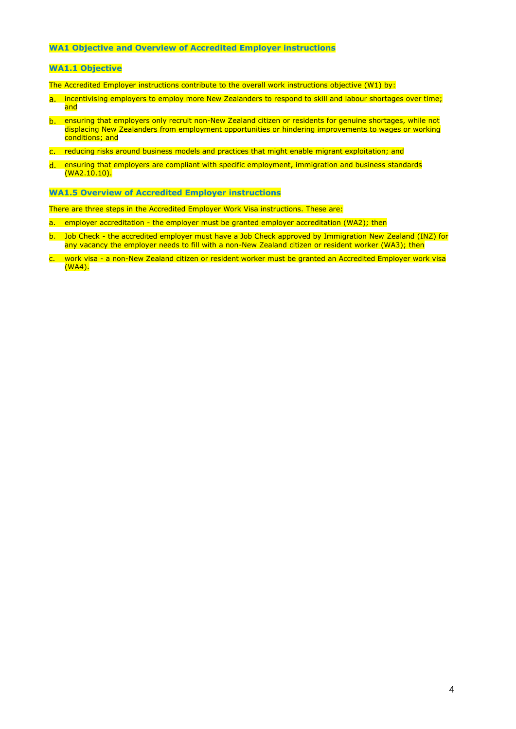## WA1 Objective and Overview of Accredited Employer instructions

### WA1.1 Objective

The Accredited Employer instructions contribute to the overall work instructions objective (W1) by:

a. incentivising employers to employ more New Zealanders to respond to skill and labour shortages over time; and

b. ensuring that employers only recruit non-New Zealand citizen or residents for genuine shortages, while not displacing New Zealanders from employment opportunities or hindering improvements to wages or working conditions; and

c. reducing risks around business models and practices that might enable migrant exploitation; and

d. ensuring that employers are compliant with specific employment, immigration and business standards (WA2.10.10).

### WA1.5 Overview of Accredited Employer instructions

There are three steps in the Accredited Employer Work Visa instructions. These are:

a. employer accreditation - the employer must be granted employer accreditation (WA2); then

b. Job Check - the accredited employer must have a Job Check approved by Immigration New Zealand (INZ) for any vacancy the employer needs to fill with a non-New Zealand citizen or resident worker (WA3); then

c. work visa - a non-New Zealand citizen or resident worker must be granted an Accredited Employer work visa (WA4).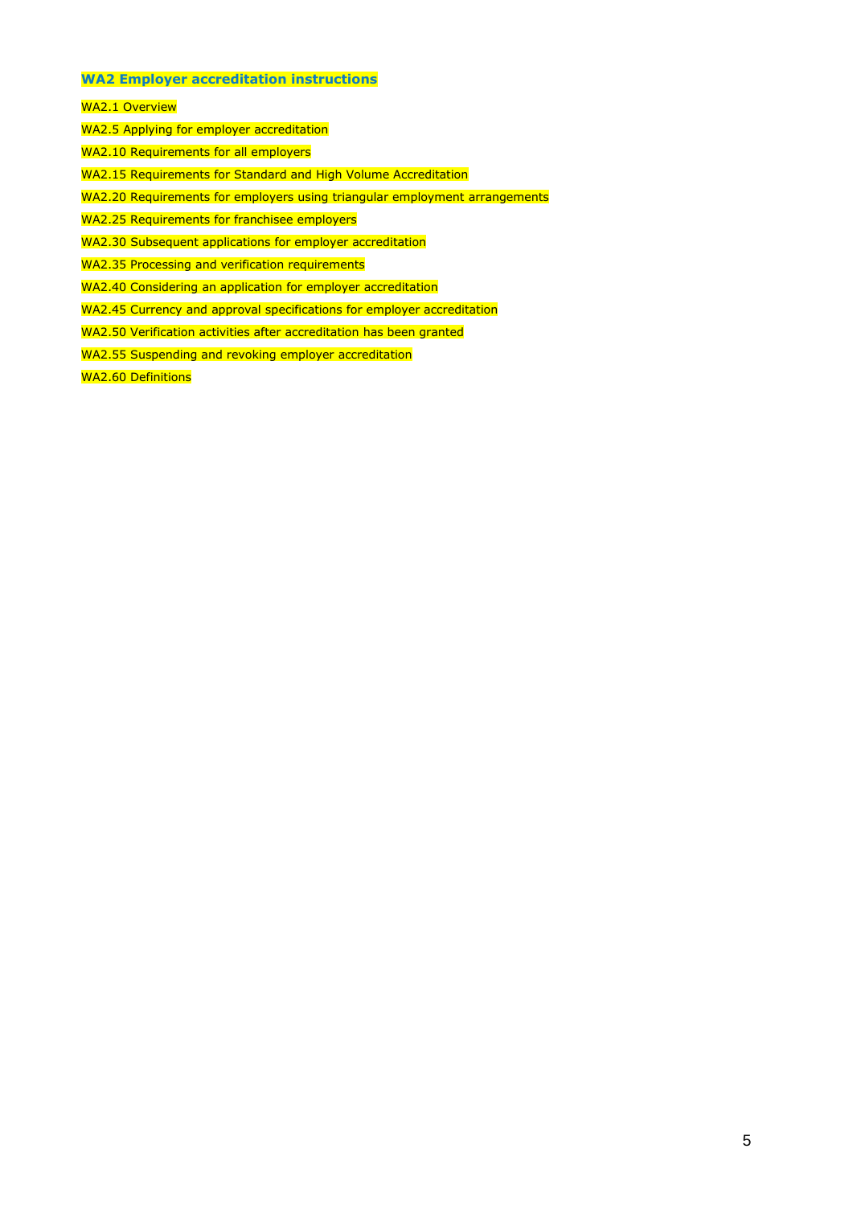## WA2 Employer accreditation instructions

WA2.1 Overview

WA2.5 Applying for employer accreditation

WA2.10 Requirements for all employers

WA2.15 Requirements for Standard and High Volume Accreditation

WA2.20 Requirements for employers using triangular employment arrangements

WA2.25 Requirements for franchisee employers

WA2.30 Subsequent applications for employer accreditation

WA2.35 Processing and verification requirements

WA2.40 Considering an application for employer accreditation

WA2.45 Currency and approval specifications for employer accreditation

WA2.50 Verification activities after accreditation has been granted

WA2.55 Suspending and revoking employer accreditation

WA2.60 Definitions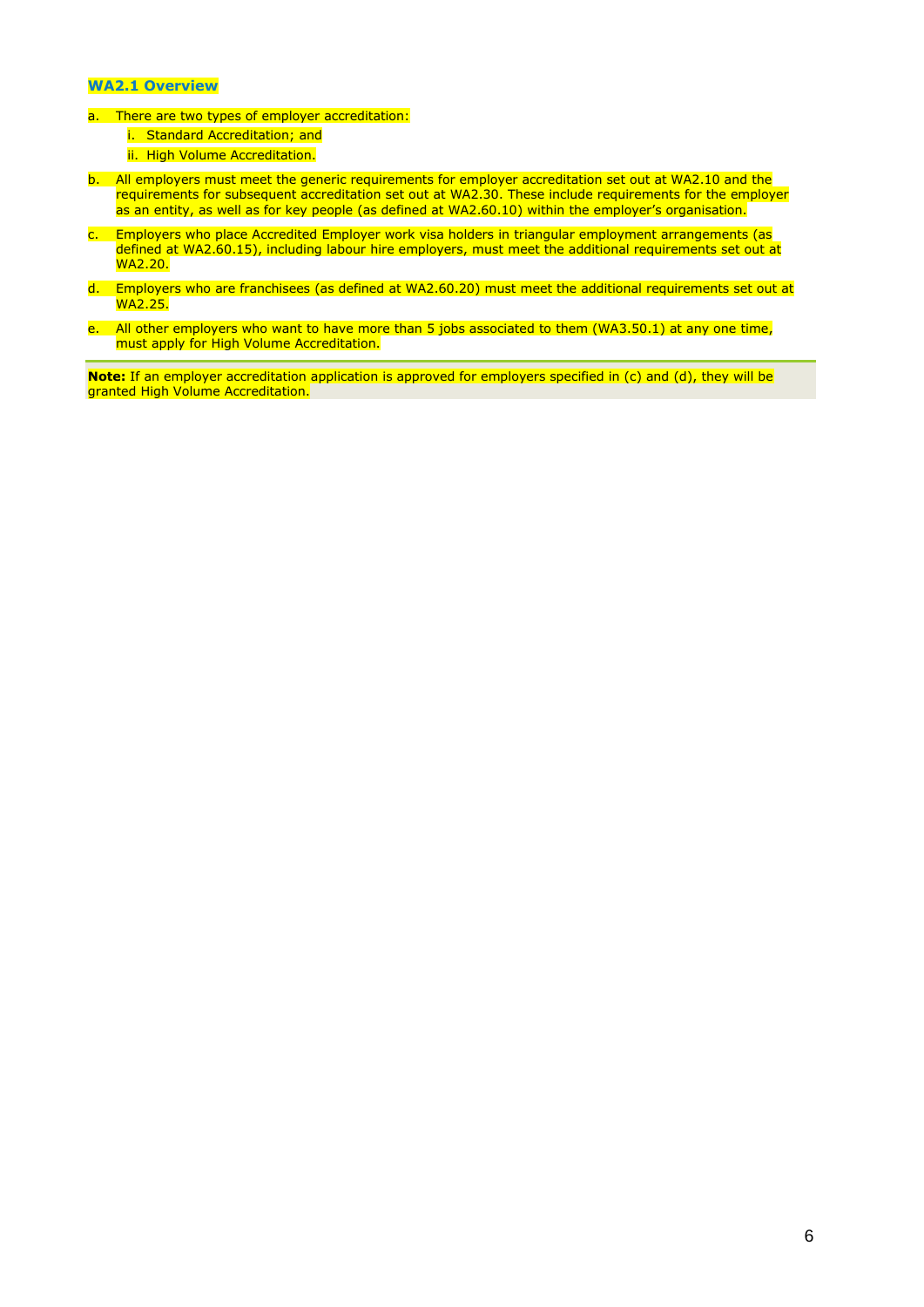### WA2.1 Overview

a. There are two types of employer accreditation:
   i. Standard Accreditation; and
   ii. High Volume Accreditation.

b. All employers must meet the generic requirements for employer accreditation set out at WA2.10 and the requirements for subsequent accreditation set out at WA2.30. These include requirements for the employer as an entity, as well as for key people (as defined at WA2.60.10) within the employer's organisation.

c. Employers who place Accredited Employer work visa holders in triangular employment arrangements (as defined at WA2.60.15), including labour hire employers, must meet the additional requirements set out at WA2.20.

d. Employers who are franchisees (as defined at WA2.60.20) must meet the additional requirements set out at WA2.25.

e. All other employers who want to have more than 5 jobs associated to them (WA3.50.1) at any one time, must apply for High Volume Accreditation.

**Note:** If an employer accreditation application is approved for employers specified in (c) and (d), they will be granted High Volume Accreditation.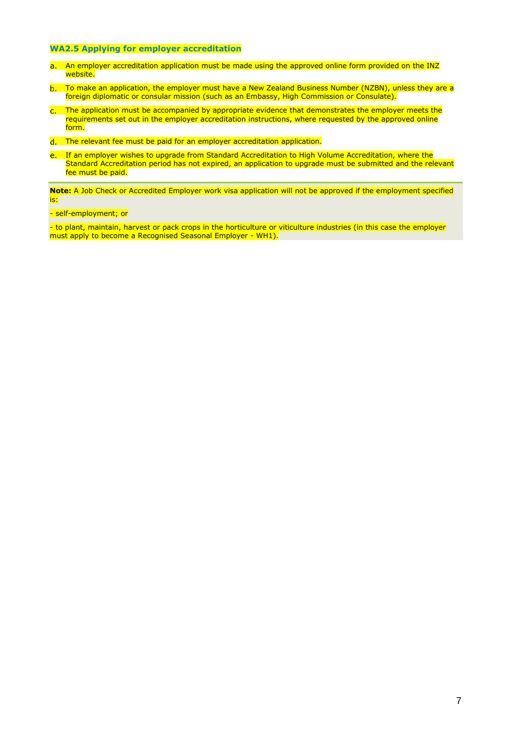### WA2.5 Applying for employer accreditation

a. An employer accreditation application must be made using the approved online form provided on the INZ website.

b. To make an application, the employer must have a New Zealand Business Number (NZBN), unless they are a foreign diplomatic or consular mission (such as an Embassy, High Commission or Consulate).

c. The application must be accompanied by appropriate evidence that demonstrates the employer meets the requirements set out in the employer accreditation instructions, where requested by the approved online form.

d. The relevant fee must be paid for an employer accreditation application.

e. If an employer wishes to upgrade from Standard Accreditation to High Volume Accreditation, where the Standard Accreditation period has not expired, an application to upgrade must be submitted and the relevant fee must be paid.

**Note:** A Job Check or Accredited Employer work visa application will not be approved if the employment specified is:

- self-employment; or

- to plant, maintain, harvest or pack crops in the horticulture or viticulture industries (in this case the employer must apply to become a Recognised Seasonal Employer - WH1).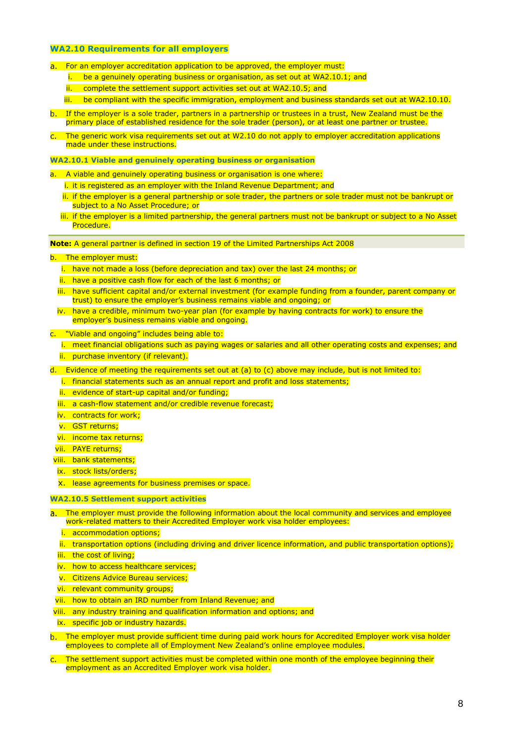### WA2.10 Requirements for all employers

a. For an employer accreditation application to be approved, the employer must:
   i. be a genuinely operating business or organisation, as set out at WA2.10.1; and
   ii. complete the settlement support activities set out at WA2.10.5; and
   iii. be compliant with the specific immigration, employment and business standards set out at WA2.10.10.

b. If the employer is a sole trader, partners in a partnership or trustees in a trust, New Zealand must be the primary place of established residence for the sole trader (person), or at least one partner or trustee.

c. The generic work visa requirements set out at W2.10 do not apply to employer accreditation applications made under these instructions.

#### WA2.10.1 Viable and genuinely operating business or organisation

a. A viable and genuinely operating business or organisation is one where:
   i. it is registered as an employer with the Inland Revenue Department; and
   ii. if the employer is a general partnership or sole trader, the partners or sole trader must not be bankrupt or subject to a No Asset Procedure; or
   iii. if the employer is a limited partnership, the general partners must not be bankrupt or subject to a No Asset Procedure.

**Note:** A general partner is defined in section 19 of the Limited Partnerships Act 2008

b. The employer must:
   i. have not made a loss (before depreciation and tax) over the last 24 months; or
   ii. have a positive cash flow for each of the last 6 months; or
   iii. have sufficient capital and/or external investment (for example funding from a founder, parent company or trust) to ensure the employer's business remains viable and ongoing; or
   iv. have a credible, minimum two-year plan (for example by having contracts for work) to ensure the employer's business remains viable and ongoing.

c. "Viable and ongoing" includes being able to:
   i. meet financial obligations such as paying wages or salaries and all other operating costs and expenses; and
   ii. purchase inventory (if relevant).

d. Evidence of meeting the requirements set out at (a) to (c) above may include, but is not limited to:
   i. financial statements such as an annual report and profit and loss statements;
   ii. evidence of start-up capital and/or funding;
   iii. a cash-flow statement and/or credible revenue forecast;
   iv. contracts for work;
   v. GST returns;
   vi. income tax returns;
   vii. PAYE returns;
   viii. bank statements;
   ix. stock lists/orders;
   x. lease agreements for business premises or space.

#### WA2.10.5 Settlement support activities

a. The employer must provide the following information about the local community and services and employee work-related matters to their Accredited Employer work visa holder employees:
   i. accommodation options;
   ii. transportation options (including driving and driver licence information, and public transportation options);
   iii. the cost of living;
   iv. how to access healthcare services;
   v. Citizens Advice Bureau services;
   vi. relevant community groups;
   vii. how to obtain an IRD number from Inland Revenue; and
   viii. any industry training and qualification information and options; and
   ix. specific job or industry hazards.

b. The employer must provide sufficient time during paid work hours for Accredited Employer work visa holder employees to complete all of Employment New Zealand's online employee modules.

c. The settlement support activities must be completed within one month of the employee beginning their employment as an Accredited Employer work visa holder.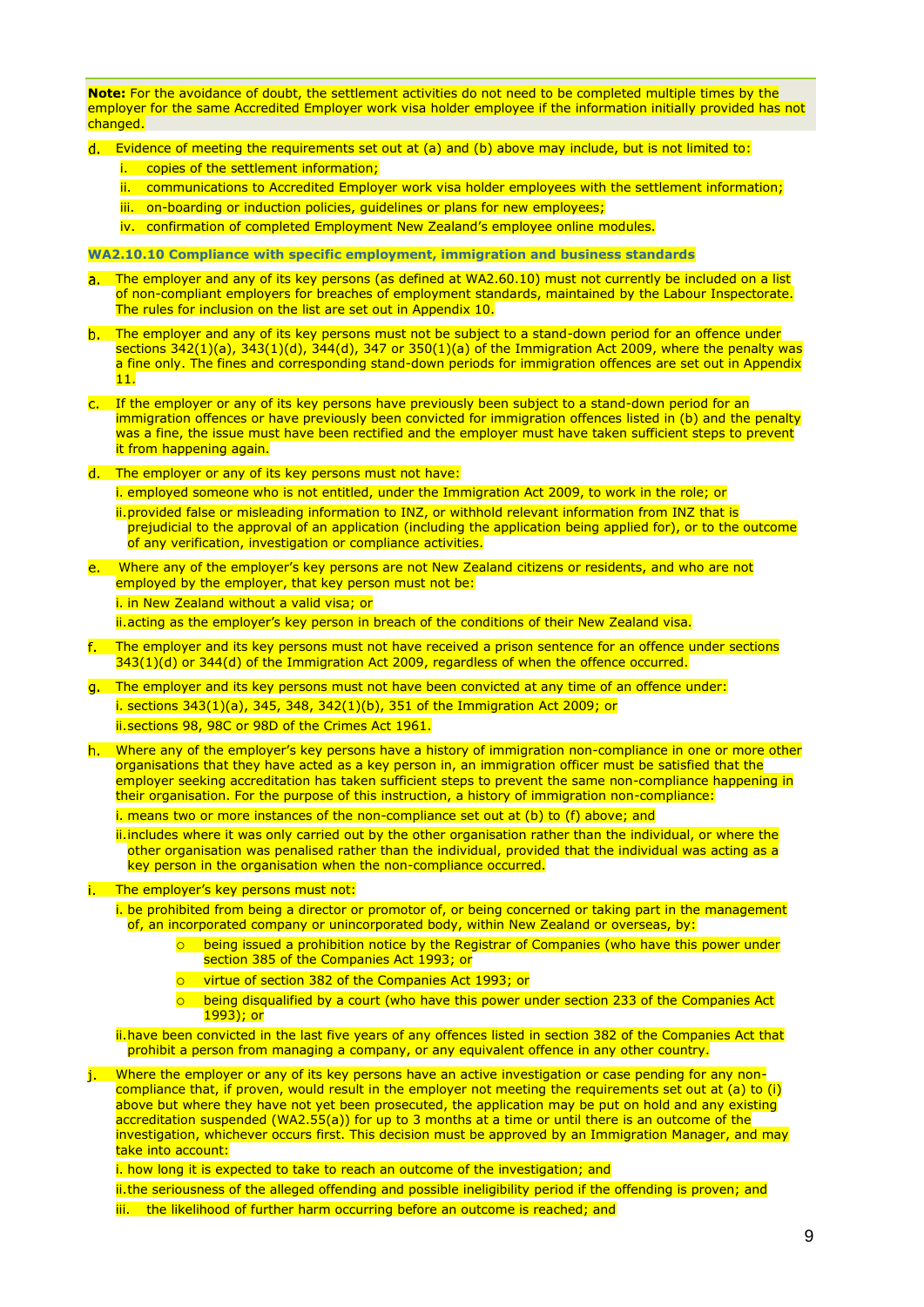**Note:** For the avoidance of doubt, the settlement activities do not need to be completed multiple times by the employer for the same Accredited Employer work visa holder employee if the information initially provided has not changed.

d. Evidence of meeting the requirements set out at (a) and (b) above may include, but is not limited to:
   i. copies of the settlement information;
   ii. communications to Accredited Employer work visa holder employees with the settlement information;
   iii. on-boarding or induction policies, guidelines or plans for new employees;
   iv. confirmation of completed Employment New Zealand's employee online modules.

### WA2.10.10 Compliance with specific employment, immigration and business standards

a. The employer and any of its key persons (as defined at WA2.60.10) must not currently be included on a list of non-compliant employers for breaches of employment standards, maintained by the Labour Inspectorate. The rules for inclusion on the list are set out in Appendix 10.

b. The employer and any of its key persons must not be subject to a stand-down period for an offence under sections 342(1)(a), 343(1)(d), 344(d), 347 or 350(1)(a) of the Immigration Act 2009, where the penalty was a fine only. The fines and corresponding stand-down periods for immigration offences are set out in Appendix 11.

c. If the employer or any of its key persons have previously been subject to a stand-down period for an immigration offences or have previously been convicted for immigration offences listed in (b) and the penalty was a fine, the issue must have been rectified and the employer must have taken sufficient steps to prevent it from happening again.

d. The employer or any of its key persons must not have:
   i. employed someone who is not entitled, under the Immigration Act 2009, to work in the role; or
   ii. provided false or misleading information to INZ, or withhold relevant information from INZ that is prejudicial to the approval of an application (including the application being applied for), or to the outcome of any verification, investigation or compliance activities.

e. Where any of the employer's key persons are not New Zealand citizens or residents, and who are not employed by the employer, that key person must not be:
   i. in New Zealand without a valid visa; or
   ii. acting as the employer's key person in breach of the conditions of their New Zealand visa.

f. The employer and its key persons must not have received a prison sentence for an offence under sections 343(1)(d) or 344(d) of the Immigration Act 2009, regardless of when the offence occurred.

g. The employer and its key persons must not have been convicted at any time of an offence under:
   i. sections 343(1)(a), 345, 348, 342(1)(b), 351 of the Immigration Act 2009; or
   ii. sections 98, 98C or 98D of the Crimes Act 1961.

h. Where any of the employer's key persons have a history of immigration non-compliance in one or more other organisations that they have acted as a key person in, an immigration officer must be satisfied that the employer seeking accreditation has taken sufficient steps to prevent the same non-compliance happening in their organisation. For the purpose of this instruction, a history of immigration non-compliance:
   i. means two or more instances of the non-compliance set out at (b) to (f) above; and
   ii. includes where it was only carried out by the other organisation rather than the individual, or where the other organisation was penalised rather than the individual, provided that the individual was acting as a key person in the organisation when the non-compliance occurred.

i. The employer's key persons must not:
   i. be prohibited from being a director or promotor of, or being concerned or taking part in the management of, an incorporated company or unincorporated body, within New Zealand or overseas, by:
      - being issued a prohibition notice by the Registrar of Companies (who have this power under section 385 of the Companies Act 1993; or
      - virtue of section 382 of the Companies Act 1993; or
      - being disqualified by a court (who have this power under section 233 of the Companies Act 1993); or
   ii. have been convicted in the last five years of any offences listed in section 382 of the Companies Act that prohibit a person from managing a company, or any equivalent offence in any other country.

j. Where the employer or any of its key persons have an active investigation or case pending for any non-compliance that, if proven, would result in the employer not meeting the requirements set out at (a) to (i) above but where they have not yet been prosecuted, the application may be put on hold and any existing accreditation suspended (WA2.55(a)) for up to 3 months at a time or until there is an outcome of the investigation, whichever occurs first. This decision must be approved by an Immigration Manager, and may take into account:
   i. how long it is expected to take to reach an outcome of the investigation; and
   ii. the seriousness of the alleged offending and possible ineligibility period if the offending is proven; and
   iii. the likelihood of further harm occurring before an outcome is reached; and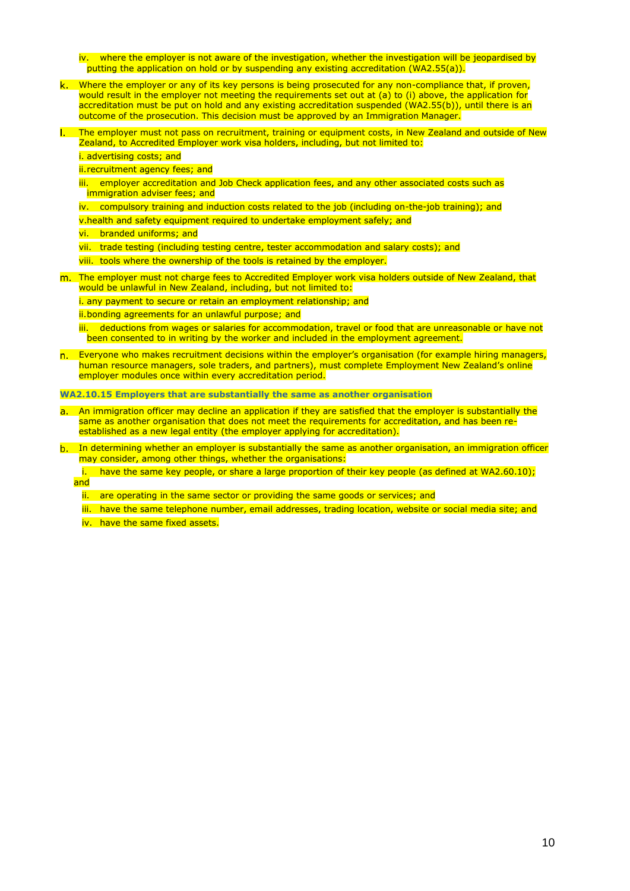iv. where the employer is not aware of the investigation, whether the investigation will be jeopardised by putting the application on hold or by suspending any existing accreditation (WA2.55(a)).

k. Where the employer or any of its key persons is being prosecuted for any non-compliance that, if proven, would result in the employer not meeting the requirements set out at (a) to (i) above, the application for accreditation must be put on hold and any existing accreditation suspended (WA2.55(b)), until there is an outcome of the prosecution. This decision must be approved by an Immigration Manager.

l. The employer must not pass on recruitment, training or equipment costs, in New Zealand and outside of New Zealand, to Accredited Employer work visa holders, including, but not limited to:

   i. advertising costs; and

   ii. recruitment agency fees; and

   iii. employer accreditation and Job Check application fees, and any other associated costs such as immigration adviser fees; and

   iv. compulsory training and induction costs related to the job (including on-the-job training); and

   v. health and safety equipment required to undertake employment safely; and

   vi. branded uniforms; and

   vii. trade testing (including testing centre, tester accommodation and salary costs); and

   viii. tools where the ownership of the tools is retained by the employer.

m. The employer must not charge fees to Accredited Employer work visa holders outside of New Zealand, that would be unlawful in New Zealand, including, but not limited to:

   i. any payment to secure or retain an employment relationship; and

   ii. bonding agreements for an unlawful purpose; and

   iii. deductions from wages or salaries for accommodation, travel or food that are unreasonable or have not been consented to in writing by the worker and included in the employment agreement.

n. Everyone who makes recruitment decisions within the employer's organisation (for example hiring managers, human resource managers, sole traders, and partners), must complete Employment New Zealand's online employer modules once within every accreditation period.

### WA2.10.15 Employers that are substantially the same as another organisation

a. An immigration officer may decline an application if they are satisfied that the employer is substantially the same as another organisation that does not meet the requirements for accreditation, and has been re-established as a new legal entity (the employer applying for accreditation).

b. In determining whether an employer is substantially the same as another organisation, an immigration officer may consider, among other things, whether the organisations:

   i. have the same key people, or share a large proportion of their key people (as defined at WA2.60.10); and

   ii. are operating in the same sector or providing the same goods or services; and

   iii. have the same telephone number, email addresses, trading location, website or social media site; and

   iv. have the same fixed assets.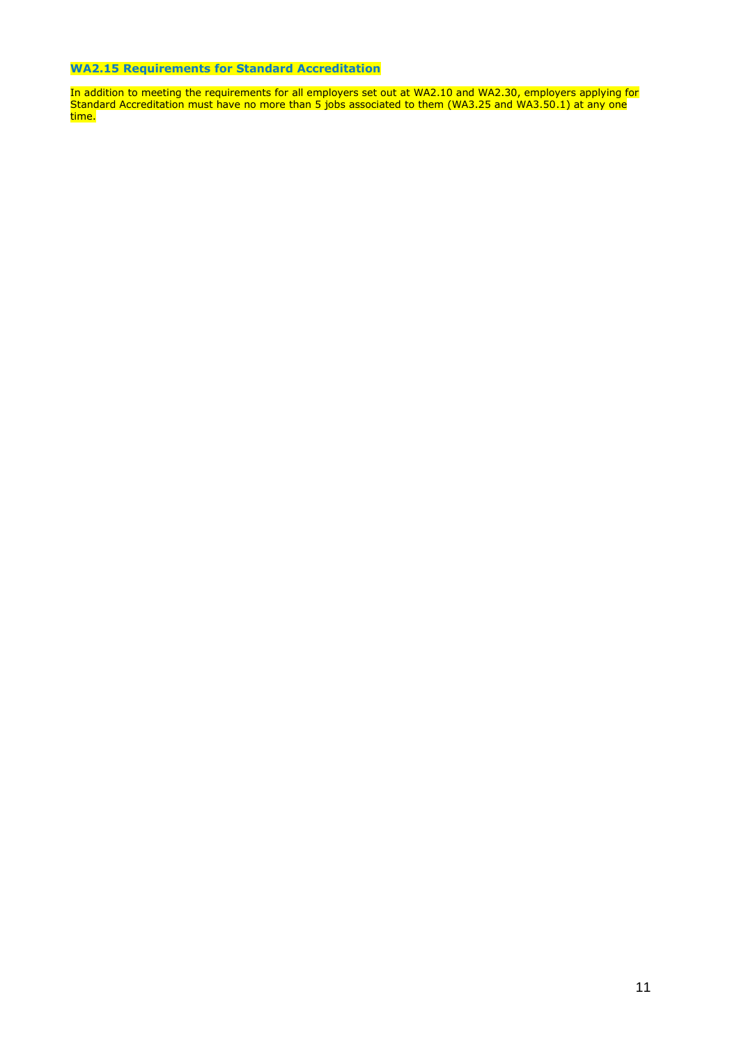### WA2.15 Requirements for Standard Accreditation

In addition to meeting the requirements for all employers set out at WA2.10 and WA2.30, employers applying for Standard Accreditation must have no more than 5 jobs associated to them (WA3.25 and WA3.50.1) at any one time.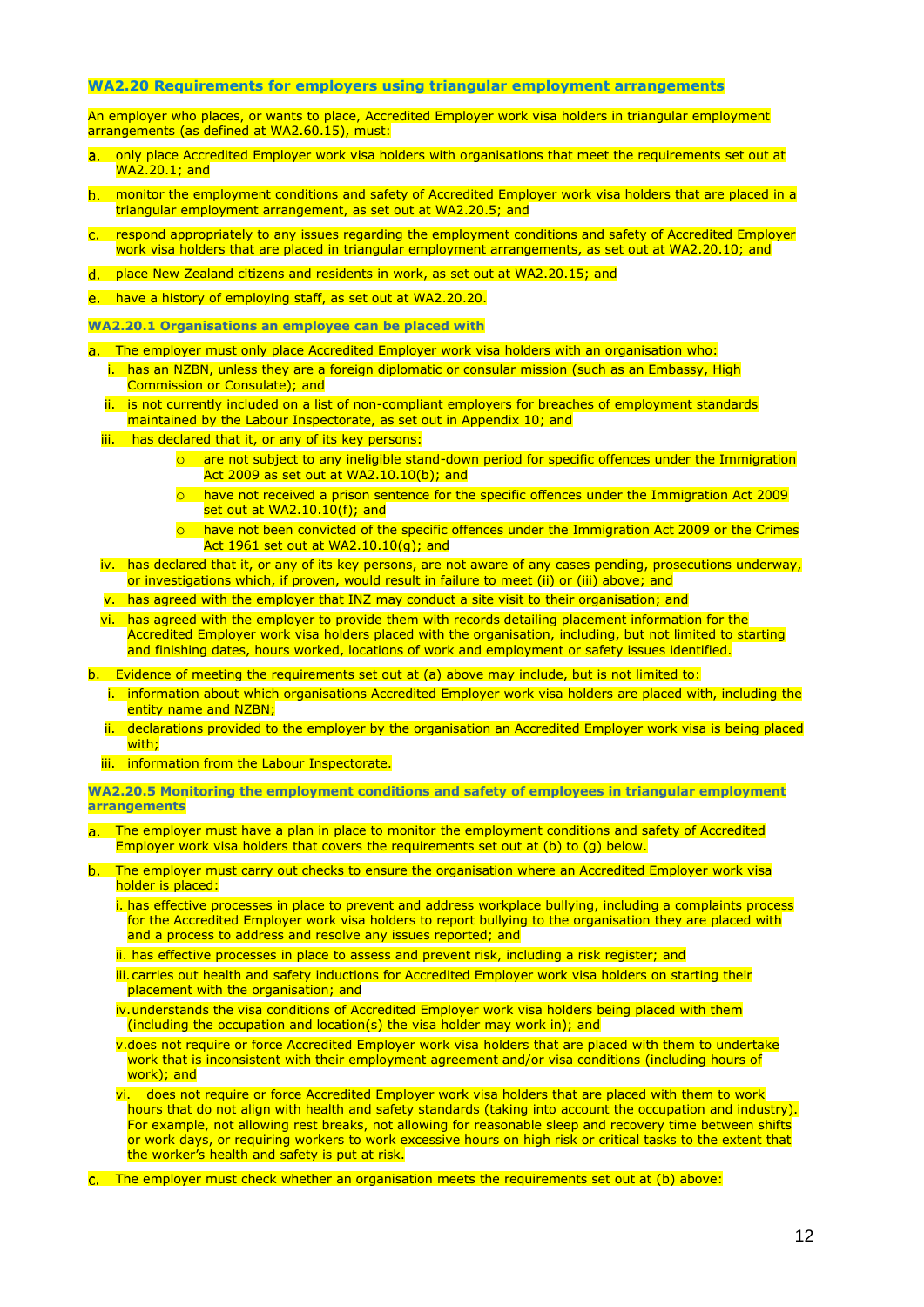### WA2.20 Requirements for employers using triangular employment arrangements

An employer who places, or wants to place, Accredited Employer work visa holders in triangular employment arrangements (as defined at WA2.60.15), must:

a. only place Accredited Employer work visa holders with organisations that meet the requirements set out at WA2.20.1; and

b. monitor the employment conditions and safety of Accredited Employer work visa holders that are placed in a triangular employment arrangement, as set out at WA2.20.5; and

c. respond appropriately to any issues regarding the employment conditions and safety of Accredited Employer work visa holders that are placed in triangular employment arrangements, as set out at WA2.20.10; and

d. place New Zealand citizens and residents in work, as set out at WA2.20.15; and

e. have a history of employing staff, as set out at WA2.20.20.

#### WA2.20.1 Organisations an employee can be placed with

a. The employer must only place Accredited Employer work visa holders with an organisation who:

   i. has an NZBN, unless they are a foreign diplomatic or consular mission (such as an Embassy, High Commission or Consulate); and

   ii. is not currently included on a list of non-compliant employers for breaches of employment standards maintained by the Labour Inspectorate, as set out in Appendix 10; and

   iii. has declared that it, or any of its key persons:

      - are not subject to any ineligible stand-down period for specific offences under the Immigration Act 2009 as set out at WA2.10.10(b); and
      - have not received a prison sentence for the specific offences under the Immigration Act 2009 set out at WA2.10.10(f); and
      - have not been convicted of the specific offences under the Immigration Act 2009 or the Crimes Act 1961 set out at WA2.10.10(g); and

   iv. has declared that it, or any of its key persons, are not aware of any cases pending, prosecutions underway, or investigations which, if proven, would result in failure to meet (ii) or (iii) above; and

   v. has agreed with the employer that INZ may conduct a site visit to their organisation; and

   vi. has agreed with the employer to provide them with records detailing placement information for the Accredited Employer work visa holders placed with the organisation, including, but not limited to starting and finishing dates, hours worked, locations of work and employment or safety issues identified.

b. Evidence of meeting the requirements set out at (a) above may include, but is not limited to:

   i. information about which organisations Accredited Employer work visa holders are placed with, including the entity name and NZBN;

   ii. declarations provided to the employer by the organisation an Accredited Employer work visa is being placed with;

   iii. information from the Labour Inspectorate.

#### WA2.20.5 Monitoring the employment conditions and safety of employees in triangular employment arrangements

a. The employer must have a plan in place to monitor the employment conditions and safety of Accredited Employer work visa holders that covers the requirements set out at (b) to (g) below.

b. The employer must carry out checks to ensure the organisation where an Accredited Employer work visa holder is placed:

   i. has effective processes in place to prevent and address workplace bullying, including a complaints process for the Accredited Employer work visa holders to report bullying to the organisation they are placed with and a process to address and resolve any issues reported; and

   ii. has effective processes in place to assess and prevent risk, including a risk register; and

   iii. carries out health and safety inductions for Accredited Employer work visa holders on starting their placement with the organisation; and

   iv. understands the visa conditions of Accredited Employer work visa holders being placed with them (including the occupation and location(s) the visa holder may work in); and

   v. does not require or force Accredited Employer work visa holders that are placed with them to undertake work that is inconsistent with their employment agreement and/or visa conditions (including hours of work); and

   vi. does not require or force Accredited Employer work visa holders that are placed with them to work hours that do not align with health and safety standards (taking into account the occupation and industry). For example, not allowing rest breaks, not allowing for reasonable sleep and recovery time between shifts or work days, or requiring workers to work excessive hours on high risk or critical tasks to the extent that the worker's health and safety is put at risk.

c. The employer must check whether an organisation meets the requirements set out at (b) above: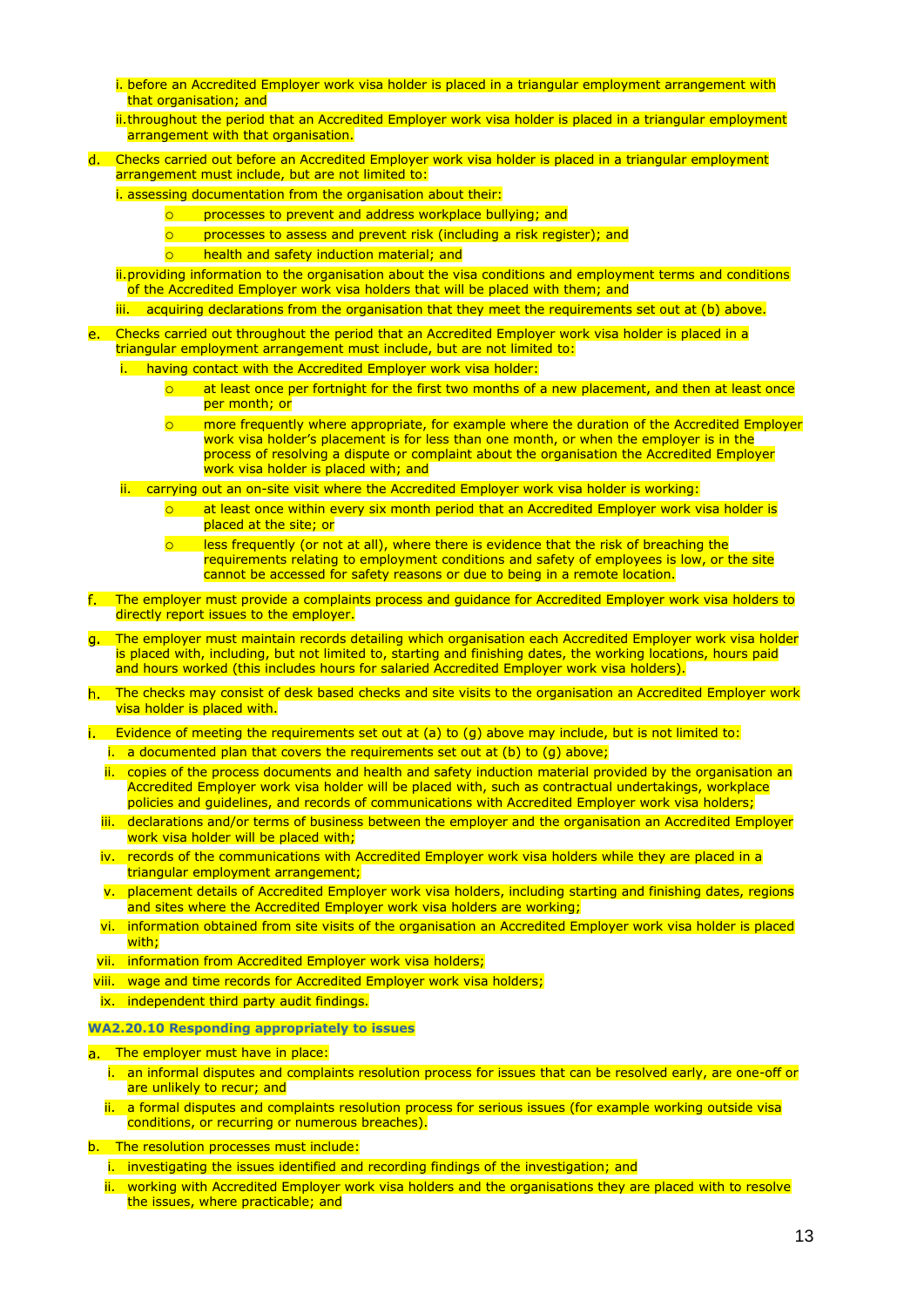i. before an Accredited Employer work visa holder is placed in a triangular employment arrangement with that organisation; and

ii. throughout the period that an Accredited Employer work visa holder is placed in a triangular employment arrangement with that organisation.

d. Checks carried out before an Accredited Employer work visa holder is placed in a triangular employment arrangement must include, but are not limited to:

   i. assessing documentation from the organisation about their:

      - processes to prevent and address workplace bullying; and
      - processes to assess and prevent risk (including a risk register); and
      - health and safety induction material; and

   ii. providing information to the organisation about the visa conditions and employment terms and conditions of the Accredited Employer work visa holders that will be placed with them; and

   iii. acquiring declarations from the organisation that they meet the requirements set out at (b) above.

e. Checks carried out throughout the period that an Accredited Employer work visa holder is placed in a triangular employment arrangement must include, but are not limited to:

   i. having contact with the Accredited Employer work visa holder:

      - at least once per fortnight for the first two months of a new placement, and then at least once per month; or
      - more frequently where appropriate, for example where the duration of the Accredited Employer work visa holder's placement is for less than one month, or when the employer is in the process of resolving a dispute or complaint about the organisation the Accredited Employer work visa holder is placed with; and

   ii. carrying out an on-site visit where the Accredited Employer work visa holder is working:

      - at least once within every six month period that an Accredited Employer work visa holder is placed at the site; or
      - less frequently (or not at all), where there is evidence that the risk of breaching the requirements relating to employment conditions and safety of employees is low, or the site cannot be accessed for safety reasons or due to being in a remote location.

f. The employer must provide a complaints process and guidance for Accredited Employer work visa holders to directly report issues to the employer.

g. The employer must maintain records detailing which organisation each Accredited Employer work visa holder is placed with, including, but not limited to, starting and finishing dates, the working locations, hours paid and hours worked (this includes hours for salaried Accredited Employer work visa holders).

h. The checks may consist of desk based checks and site visits to the organisation an Accredited Employer work visa holder is placed with.

i. Evidence of meeting the requirements set out at (a) to (g) above may include, but is not limited to:

   i. a documented plan that covers the requirements set out at (b) to (g) above;

   ii. copies of the process documents and health and safety induction material provided by the organisation an Accredited Employer work visa holder will be placed with, such as contractual undertakings, workplace policies and guidelines, and records of communications with Accredited Employer work visa holders;

   iii. declarations and/or terms of business between the employer and the organisation an Accredited Employer work visa holder will be placed with;

   iv. records of the communications with Accredited Employer work visa holders while they are placed in a triangular employment arrangement;

   v. placement details of Accredited Employer work visa holders, including starting and finishing dates, regions and sites where the Accredited Employer work visa holders are working;

   vi. information obtained from site visits of the organisation an Accredited Employer work visa holder is placed with;

   vii. information from Accredited Employer work visa holders;

   viii. wage and time records for Accredited Employer work visa holders;

   ix. independent third party audit findings.

### WA2.20.10 Responding appropriately to issues

a. The employer must have in place:

   i. an informal disputes and complaints resolution process for issues that can be resolved early, are one-off or are unlikely to recur; and

   ii. a formal disputes and complaints resolution process for serious issues (for example working outside visa conditions, or recurring or numerous breaches).

b. The resolution processes must include:

   i. investigating the issues identified and recording findings of the investigation; and

   ii. working with Accredited Employer work visa holders and the organisations they are placed with to resolve the issues, where practicable; and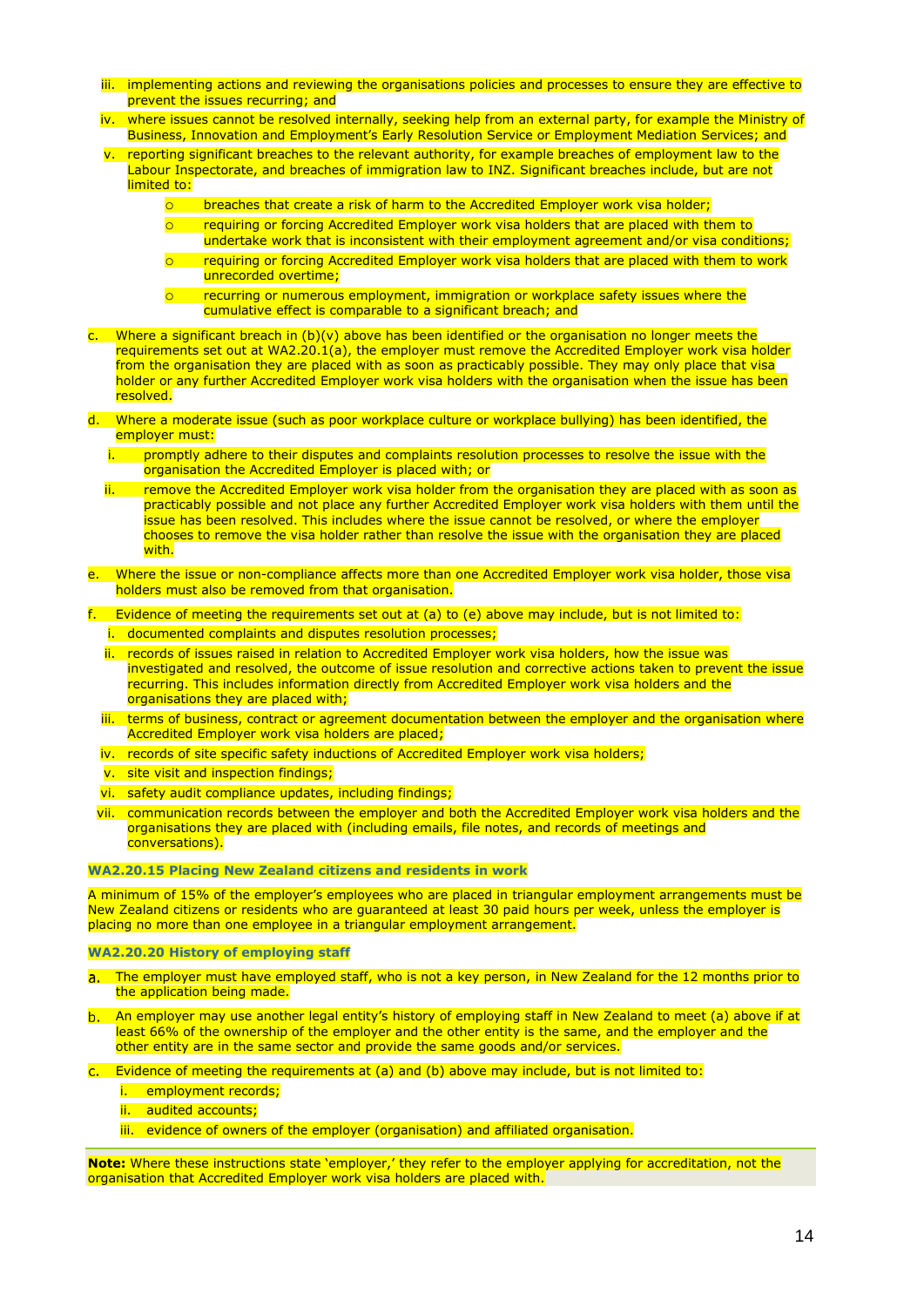iii. implementing actions and reviewing the organisations policies and processes to ensure they are effective to prevent the issues recurring; and
   iv. where issues cannot be resolved internally, seeking help from an external party, for example the Ministry of Business, Innovation and Employment's Early Resolution Service or Employment Mediation Services; and
   v. reporting significant breaches to the relevant authority, for example breaches of employment law to the Labour Inspectorate, and breaches of immigration law to INZ. Significant breaches include, but are not limited to:
      - breaches that create a risk of harm to the Accredited Employer work visa holder;
      - requiring or forcing Accredited Employer work visa holders that are placed with them to undertake work that is inconsistent with their employment agreement and/or visa conditions;
      - requiring or forcing Accredited Employer work visa holders that are placed with them to work unrecorded overtime;
      - recurring or numerous employment, immigration or workplace safety issues where the cumulative effect is comparable to a significant breach; and

c. Where a significant breach in (b)(v) above has been identified or the organisation no longer meets the requirements set out at WA2.20.1(a), the employer must remove the Accredited Employer work visa holder from the organisation they are placed with as soon as practicably possible. They may only place that visa holder or any further Accredited Employer work visa holders with the organisation when the issue has been resolved.

d. Where a moderate issue (such as poor workplace culture or workplace bullying) has been identified, the employer must:
   i. promptly adhere to their disputes and complaints resolution processes to resolve the issue with the organisation the Accredited Employer is placed with; or
   ii. remove the Accredited Employer work visa holder from the organisation they are placed with as soon as practicably possible and not place any further Accredited Employer work visa holders with them until the issue has been resolved. This includes where the issue cannot be resolved, or where the employer chooses to remove the visa holder rather than resolve the issue with the organisation they are placed with.

e. Where the issue or non-compliance affects more than one Accredited Employer work visa holder, those visa holders must also be removed from that organisation.

f. Evidence of meeting the requirements set out at (a) to (e) above may include, but is not limited to:
   i. documented complaints and disputes resolution processes;
   ii. records of issues raised in relation to Accredited Employer work visa holders, how the issue was investigated and resolved, the outcome of issue resolution and corrective actions taken to prevent the issue recurring. This includes information directly from Accredited Employer work visa holders and the organisations they are placed with;
   iii. terms of business, contract or agreement documentation between the employer and the organisation where Accredited Employer work visa holders are placed;
   iv. records of site specific safety inductions of Accredited Employer work visa holders;
   v. site visit and inspection findings;
   vi. safety audit compliance updates, including findings;
   vii. communication records between the employer and both the Accredited Employer work visa holders and the organisations they are placed with (including emails, file notes, and records of meetings and conversations).

### WA2.20.15 Placing New Zealand citizens and residents in work

A minimum of 15% of the employer's employees who are placed in triangular employment arrangements must be New Zealand citizens or residents who are guaranteed at least 30 paid hours per week, unless the employer is placing no more than one employee in a triangular employment arrangement.

### WA2.20.20 History of employing staff

a. The employer must have employed staff, who is not a key person, in New Zealand for the 12 months prior to the application being made.

b. An employer may use another legal entity's history of employing staff in New Zealand to meet (a) above if at least 66% of the ownership of the employer and the other entity is the same, and the employer and the other entity are in the same sector and provide the same goods and/or services.

c. Evidence of meeting the requirements at (a) and (b) above may include, but is not limited to:
   i. employment records;
   ii. audited accounts;
   iii. evidence of owners of the employer (organisation) and affiliated organisation.

**Note:** Where these instructions state 'employer,' they refer to the employer applying for accreditation, not the organisation that Accredited Employer work visa holders are placed with.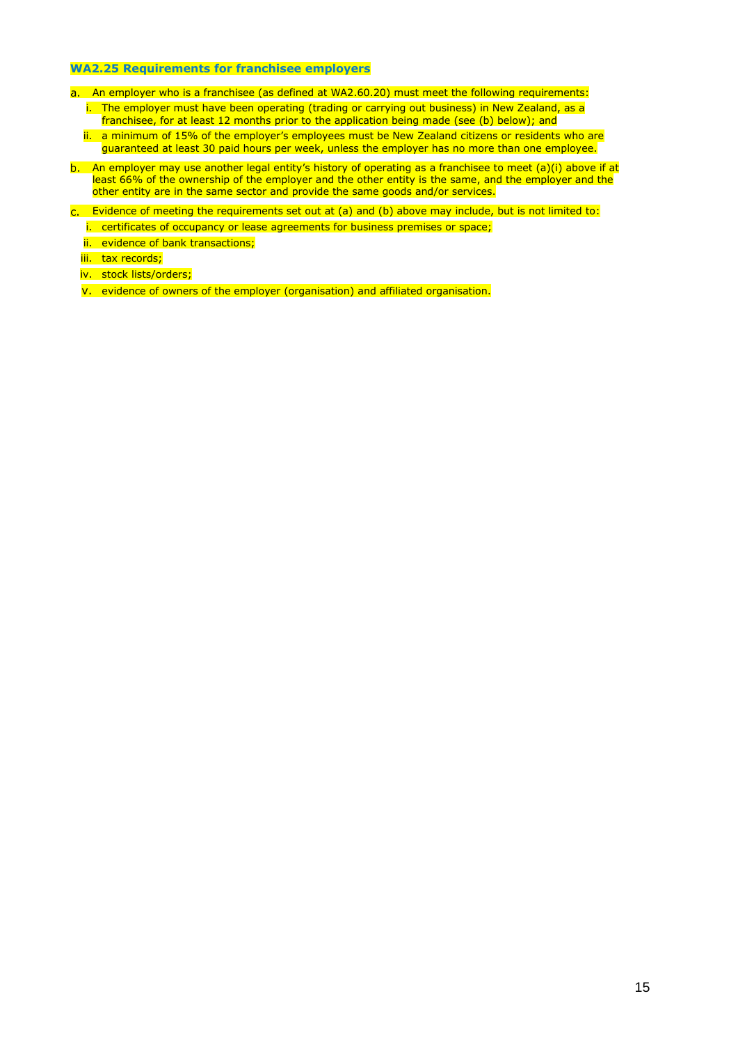### WA2.25 Requirements for franchisee employers

a. An employer who is a franchisee (as defined at WA2.60.20) must meet the following requirements:
   i. The employer must have been operating (trading or carrying out business) in New Zealand, as a franchisee, for at least 12 months prior to the application being made (see (b) below); and
   ii. a minimum of 15% of the employer's employees must be New Zealand citizens or residents who are guaranteed at least 30 paid hours per week, unless the employer has no more than one employee.

b. An employer may use another legal entity's history of operating as a franchisee to meet (a)(i) above if at least 66% of the ownership of the employer and the other entity is the same, and the employer and the other entity are in the same sector and provide the same goods and/or services.

c. Evidence of meeting the requirements set out at (a) and (b) above may include, but is not limited to:
   i. certificates of occupancy or lease agreements for business premises or space;
   ii. evidence of bank transactions;
   iii. tax records;
   iv. stock lists/orders;
   v. evidence of owners of the employer (organisation) and affiliated organisation.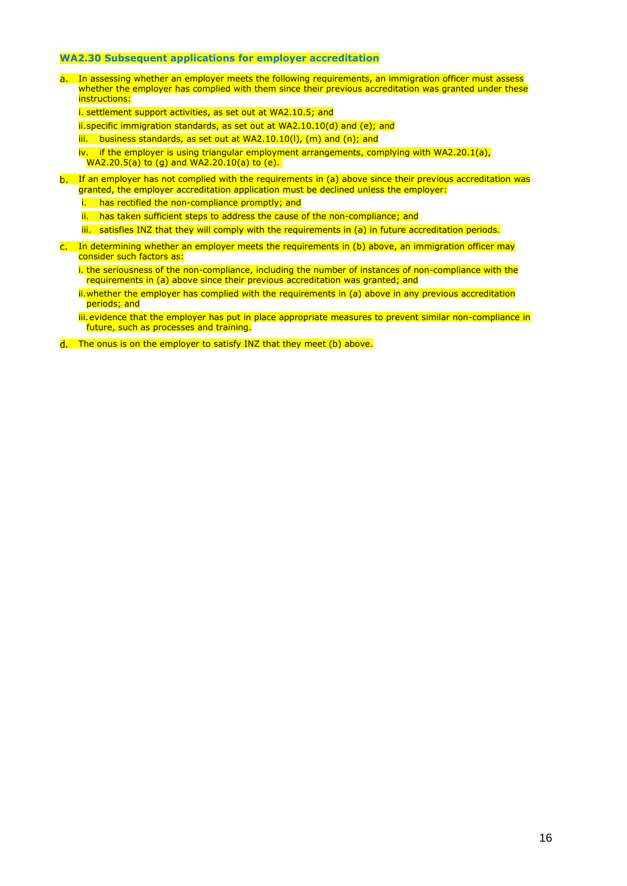### WA2.30 Subsequent applications for employer accreditation

a. In assessing whether an employer meets the following requirements, an immigration officer must assess whether the employer has complied with them since their previous accreditation was granted under these instructions:

   i. settlement support activities, as set out at WA2.10.5; and

   ii. specific immigration standards, as set out at WA2.10.10(d) and (e); and

   iii. business standards, as set out at WA2.10.10(l), (m) and (n); and

   iv. if the employer is using triangular employment arrangements, complying with WA2.20.1(a), WA2.20.5(a) to (g) and WA2.20.10(a) to (e).

b. If an employer has not complied with the requirements in (a) above since their previous accreditation was granted, the employer accreditation application must be declined unless the employer:

   i. has rectified the non-compliance promptly; and

   ii. has taken sufficient steps to address the cause of the non-compliance; and

   iii. satisfies INZ that they will comply with the requirements in (a) in future accreditation periods.

c. In determining whether an employer meets the requirements in (b) above, an immigration officer may consider such factors as:

   i. the seriousness of the non-compliance, including the number of instances of non-compliance with the requirements in (a) above since their previous accreditation was granted; and

   ii. whether the employer has complied with the requirements in (a) above in any previous accreditation periods; and

   iii. evidence that the employer has put in place appropriate measures to prevent similar non-compliance in future, such as processes and training.

d. The onus is on the employer to satisfy INZ that they meet (b) above.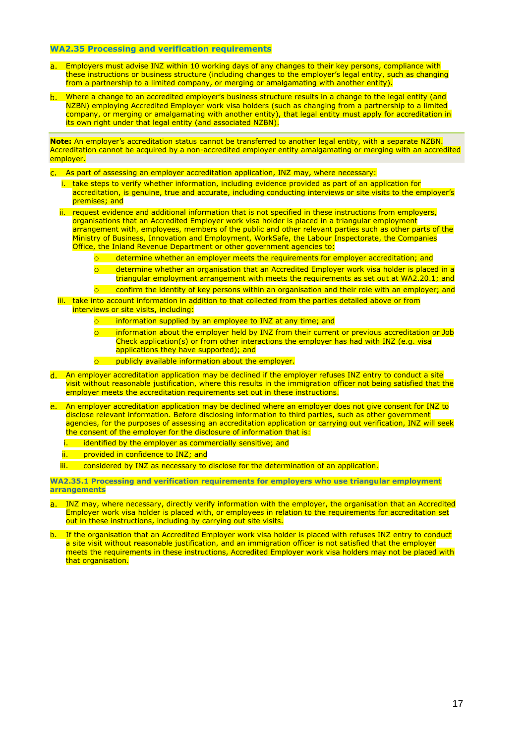### WA2.35 Processing and verification requirements

a. Employers must advise INZ within 10 working days of any changes to their key persons, compliance with these instructions or business structure (including changes to the employer's legal entity, such as changing from a partnership to a limited company, or merging or amalgamating with another entity).

b. Where a change to an accredited employer's business structure results in a change to the legal entity (and NZBN) employing Accredited Employer work visa holders (such as changing from a partnership to a limited company, or merging or amalgamating with another entity), that legal entity must apply for accreditation in its own right under that legal entity (and associated NZBN).

**Note:** An employer's accreditation status cannot be transferred to another legal entity, with a separate NZBN. Accreditation cannot be acquired by a non-accredited employer entity amalgamating or merging with an accredited employer.

c. As part of assessing an employer accreditation application, INZ may, where necessary:
   i. take steps to verify whether information, including evidence provided as part of an application for accreditation, is genuine, true and accurate, including conducting interviews or site visits to the employer's premises; and
   ii. request evidence and additional information that is not specified in these instructions from employers, organisations that an Accredited Employer work visa holder is placed in a triangular employment arrangement with, employees, members of the public and other relevant parties such as other parts of the Ministry of Business, Innovation and Employment, WorkSafe, the Labour Inspectorate, the Companies Office, the Inland Revenue Department or other government agencies to:
      - determine whether an employer meets the requirements for employer accreditation; and
      - determine whether an organisation that an Accredited Employer work visa holder is placed in a triangular employment arrangement with meets the requirements as set out at WA2.20.1; and
      - confirm the identity of key persons within an organisation and their role with an employer; and
   iii. take into account information in addition to that collected from the parties detailed above or from interviews or site visits, including:
      - information supplied by an employee to INZ at any time; and
      - information about the employer held by INZ from their current or previous accreditation or Job Check application(s) or from other interactions the employer has had with INZ (e.g. visa applications they have supported); and
      - publicly available information about the employer.

d. An employer accreditation application may be declined if the employer refuses INZ entry to conduct a site visit without reasonable justification, where this results in the immigration officer not being satisfied that the employer meets the accreditation requirements set out in these instructions.

e. An employer accreditation application may be declined where an employer does not give consent for INZ to disclose relevant information. Before disclosing information to third parties, such as other government agencies, for the purposes of assessing an accreditation application or carrying out verification, INZ will seek the consent of the employer for the disclosure of information that is:
   i. identified by the employer as commercially sensitive; and
   ii. provided in confidence to INZ; and
   iii. considered by INZ as necessary to disclose for the determination of an application.

#### WA2.35.1 Processing and verification requirements for employers who use triangular employment arrangements

a. INZ may, where necessary, directly verify information with the employer, the organisation that an Accredited Employer work visa holder is placed with, or employees in relation to the requirements for accreditation set out in these instructions, including by carrying out site visits.

b. If the organisation that an Accredited Employer work visa holder is placed with refuses INZ entry to conduct a site visit without reasonable justification, and an immigration officer is not satisfied that the employer meets the requirements in these instructions, Accredited Employer work visa holders may not be placed with that organisation.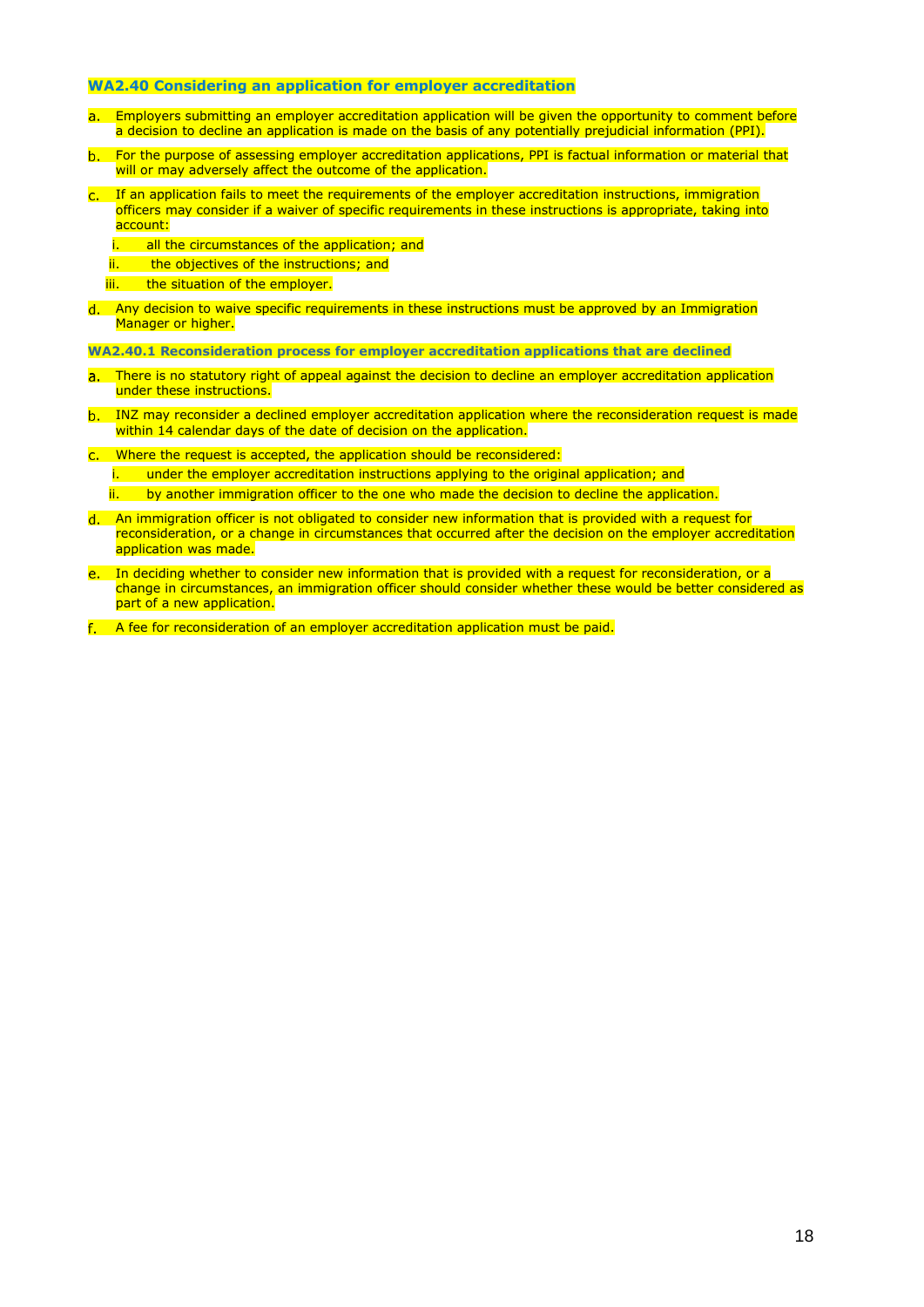### WA2.40 Considering an application for employer accreditation

a. Employers submitting an employer accreditation application will be given the opportunity to comment before a decision to decline an application is made on the basis of any potentially prejudicial information (PPI).

b. For the purpose of assessing employer accreditation applications, PPI is factual information or material that will or may adversely affect the outcome of the application.

c. If an application fails to meet the requirements of the employer accreditation instructions, immigration officers may consider if a waiver of specific requirements in these instructions is appropriate, taking into account:

   i. all the circumstances of the application; and
   
   ii. the objectives of the instructions; and
   
   iii. the situation of the employer.

d. Any decision to waive specific requirements in these instructions must be approved by an Immigration Manager or higher.

#### WA2.40.1 Reconsideration process for employer accreditation applications that are declined

a. There is no statutory right of appeal against the decision to decline an employer accreditation application under these instructions.

b. INZ may reconsider a declined employer accreditation application where the reconsideration request is made within 14 calendar days of the date of decision on the application.

c. Where the request is accepted, the application should be reconsidered:

   i. under the employer accreditation instructions applying to the original application; and
   
   ii. by another immigration officer to the one who made the decision to decline the application.

d. An immigration officer is not obligated to consider new information that is provided with a request for reconsideration, or a change in circumstances that occurred after the decision on the employer accreditation application was made.

e. In deciding whether to consider new information that is provided with a request for reconsideration, or a change in circumstances, an immigration officer should consider whether these would be better considered as part of a new application.

f. A fee for reconsideration of an employer accreditation application must be paid.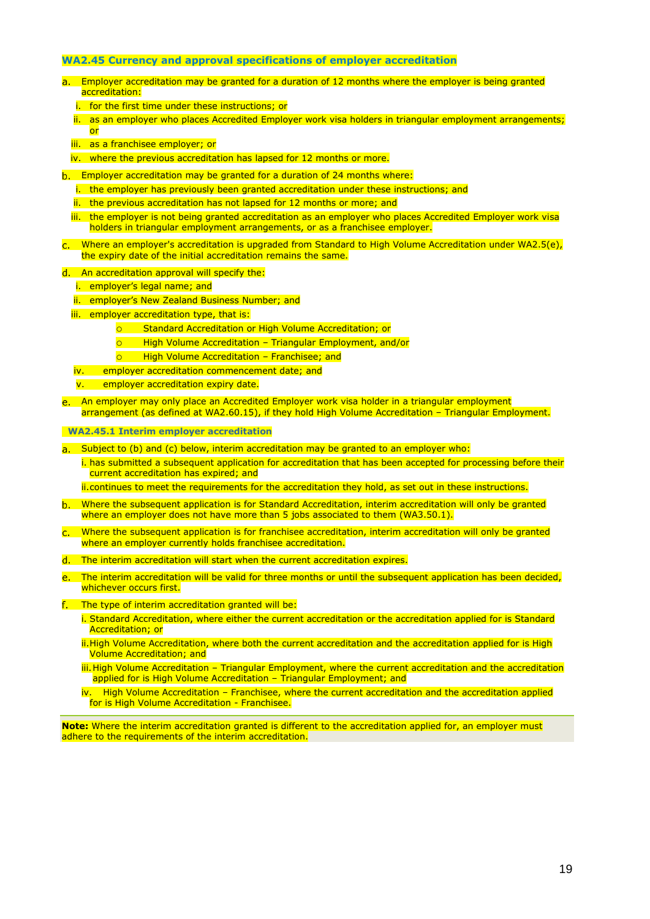### WA2.45 Currency and approval specifications of employer accreditation

a. Employer accreditation may be granted for a duration of 12 months where the employer is being granted accreditation:
   i. for the first time under these instructions; or
   ii. as an employer who places Accredited Employer work visa holders in triangular employment arrangements; or
   iii. as a franchisee employer; or
   iv. where the previous accreditation has lapsed for 12 months or more.

b. Employer accreditation may be granted for a duration of 24 months where:
   i. the employer has previously been granted accreditation under these instructions; and
   ii. the previous accreditation has not lapsed for 12 months or more; and
   iii. the employer is not being granted accreditation as an employer who places Accredited Employer work visa holders in triangular employment arrangements, or as a franchisee employer.

c. Where an employer's accreditation is upgraded from Standard to High Volume Accreditation under WA2.5(e), the expiry date of the initial accreditation remains the same.

d. An accreditation approval will specify the:
   i. employer's legal name; and
   ii. employer's New Zealand Business Number; and
   iii. employer accreditation type, that is:
      - Standard Accreditation or High Volume Accreditation; or
      - High Volume Accreditation – Triangular Employment, and/or
      - High Volume Accreditation – Franchisee; and
   iv. employer accreditation commencement date; and
   v. employer accreditation expiry date.

e. An employer may only place an Accredited Employer work visa holder in a triangular employment arrangement (as defined at WA2.60.15), if they hold High Volume Accreditation – Triangular Employment.

#### WA2.45.1 Interim employer accreditation

a. Subject to (b) and (c) below, interim accreditation may be granted to an employer who:
   i. has submitted a subsequent application for accreditation that has been accepted for processing before their current accreditation has expired; and
   ii. continues to meet the requirements for the accreditation they hold, as set out in these instructions.

b. Where the subsequent application is for Standard Accreditation, interim accreditation will only be granted where an employer does not have more than 5 jobs associated to them (WA3.50.1).

c. Where the subsequent application is for franchisee accreditation, interim accreditation will only be granted where an employer currently holds franchisee accreditation.

d. The interim accreditation will start when the current accreditation expires.

e. The interim accreditation will be valid for three months or until the subsequent application has been decided, whichever occurs first.

f. The type of interim accreditation granted will be:
   i. Standard Accreditation, where either the current accreditation or the accreditation applied for is Standard Accreditation; or
   ii. High Volume Accreditation, where both the current accreditation and the accreditation applied for is High Volume Accreditation; and
   iii. High Volume Accreditation – Triangular Employment, where the current accreditation and the accreditation applied for is High Volume Accreditation – Triangular Employment; and
   iv. High Volume Accreditation – Franchisee, where the current accreditation and the accreditation applied for is High Volume Accreditation - Franchisee.

**Note:** Where the interim accreditation granted is different to the accreditation applied for, an employer must adhere to the requirements of the interim accreditation.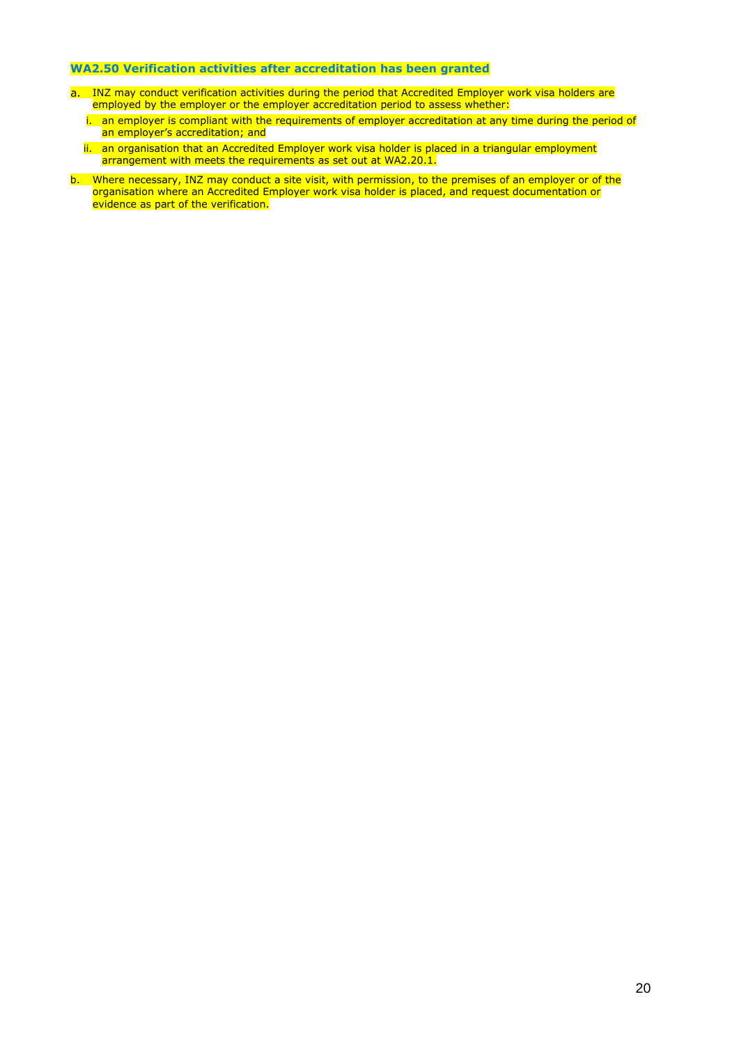### WA2.50 Verification activities after accreditation has been granted

a. INZ may conduct verification activities during the period that Accredited Employer work visa holders are employed by the employer or the employer accreditation period to assess whether:

   i. an employer is compliant with the requirements of employer accreditation at any time during the period of an employer's accreditation; and

   ii. an organisation that an Accredited Employer work visa holder is placed in a triangular employment arrangement with meets the requirements as set out at WA2.20.1.

b. Where necessary, INZ may conduct a site visit, with permission, to the premises of an employer or of the organisation where an Accredited Employer work visa holder is placed, and request documentation or evidence as part of the verification.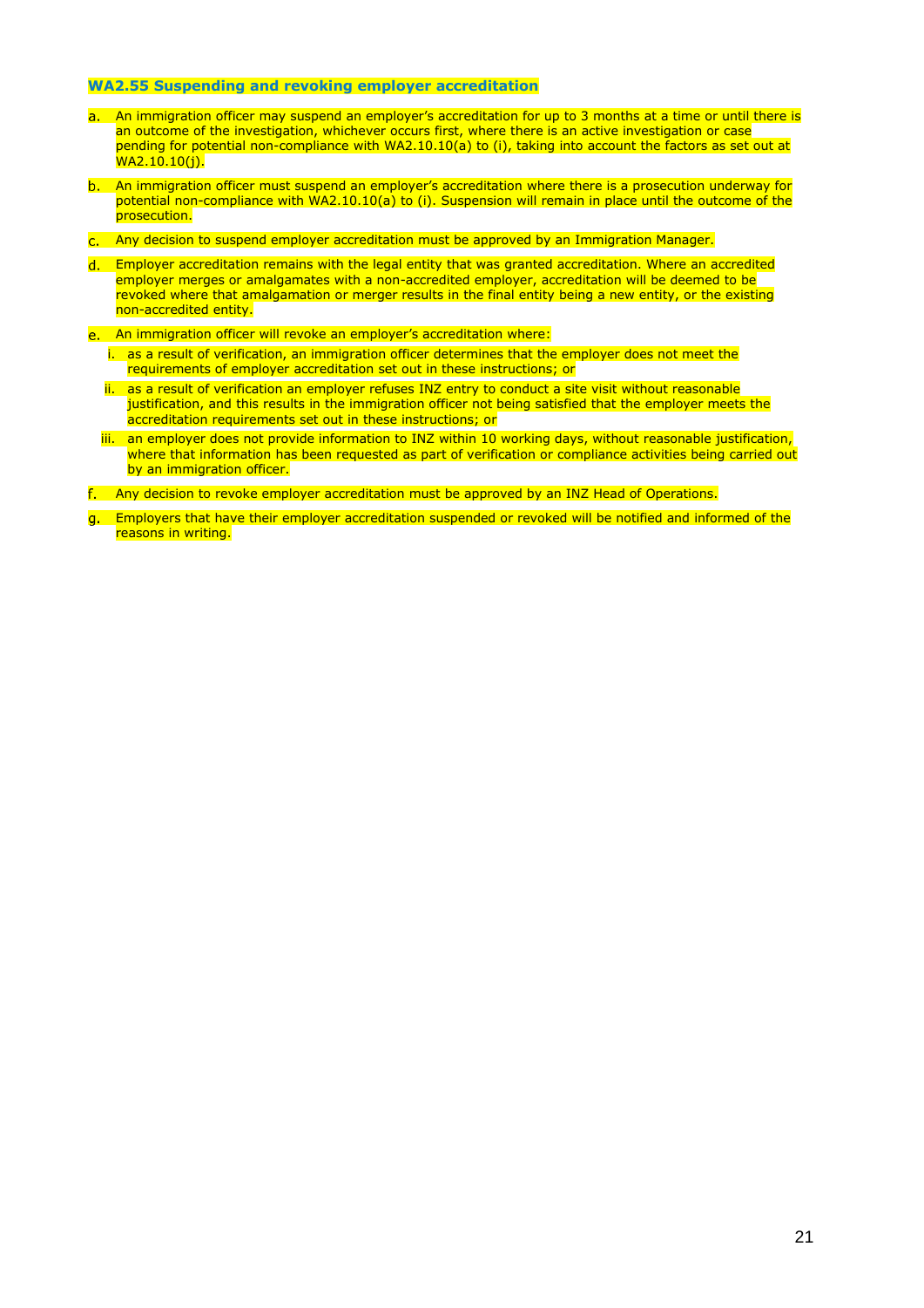### WA2.55 Suspending and revoking employer accreditation

a. An immigration officer may suspend an employer's accreditation for up to 3 months at a time or until there is an outcome of the investigation, whichever occurs first, where there is an active investigation or case pending for potential non-compliance with WA2.10.10(a) to (i), taking into account the factors as set out at WA2.10.10(j).

b. An immigration officer must suspend an employer's accreditation where there is a prosecution underway for potential non-compliance with WA2.10.10(a) to (i). Suspension will remain in place until the outcome of the prosecution.

c. Any decision to suspend employer accreditation must be approved by an Immigration Manager.

d. Employer accreditation remains with the legal entity that was granted accreditation. Where an accredited employer merges or amalgamates with a non-accredited employer, accreditation will be deemed to be revoked where that amalgamation or merger results in the final entity being a new entity, or the existing non-accredited entity.

e. An immigration officer will revoke an employer's accreditation where:

   i. as a result of verification, an immigration officer determines that the employer does not meet the requirements of employer accreditation set out in these instructions; or

   ii. as a result of verification an employer refuses INZ entry to conduct a site visit without reasonable justification, and this results in the immigration officer not being satisfied that the employer meets the accreditation requirements set out in these instructions; or

   iii. an employer does not provide information to INZ within 10 working days, without reasonable justification, where that information has been requested as part of verification or compliance activities being carried out by an immigration officer.

f. Any decision to revoke employer accreditation must be approved by an INZ Head of Operations.

g. Employers that have their employer accreditation suspended or revoked will be notified and informed of the reasons in writing.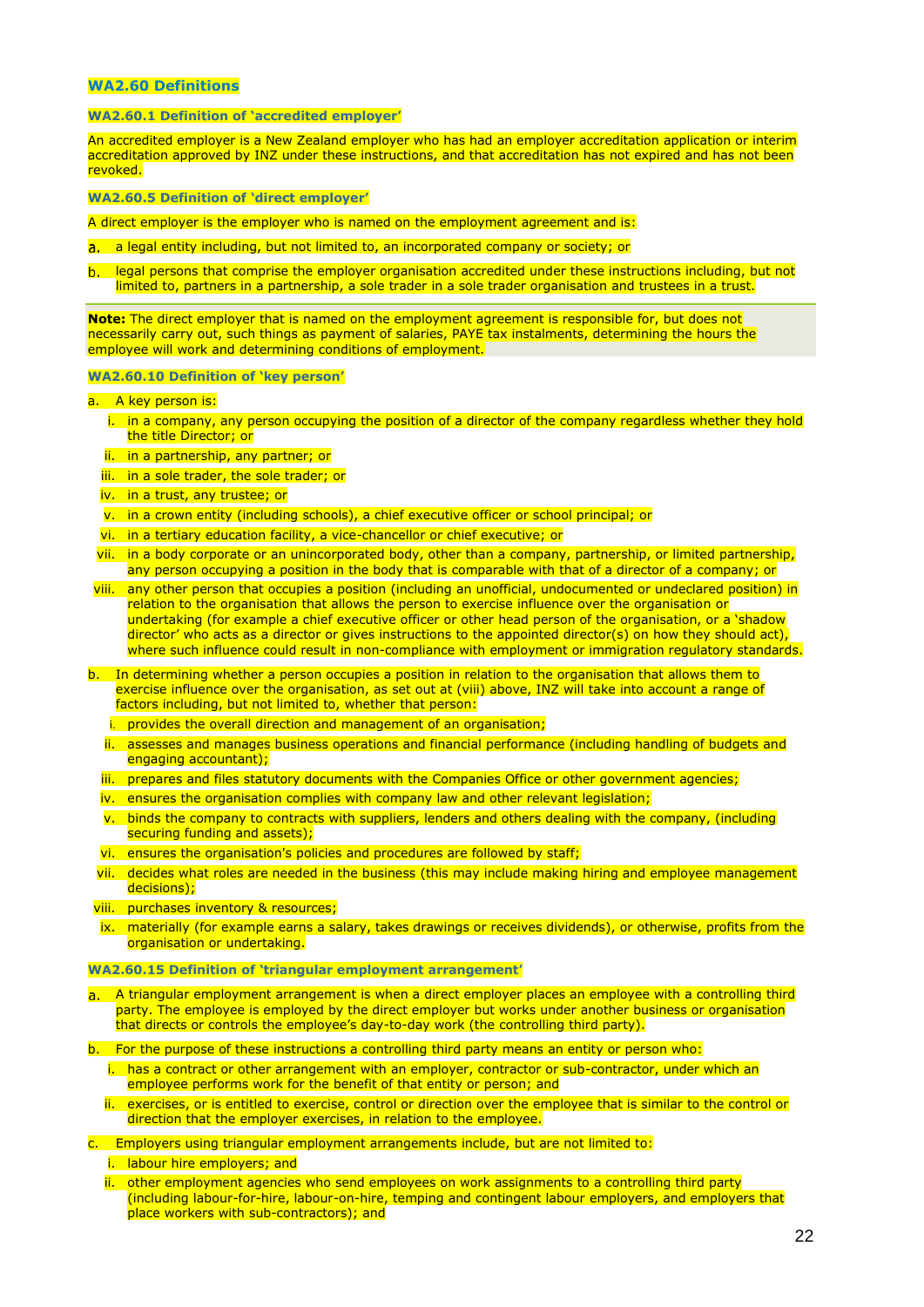## WA2.60 Definitions

### WA2.60.1 Definition of 'accredited employer'

An accredited employer is a New Zealand employer who has had an employer accreditation application or interim accreditation approved by INZ under these instructions, and that accreditation has not expired and has not been revoked.

### WA2.60.5 Definition of 'direct employer'

A direct employer is the employer who is named on the employment agreement and is:

a. a legal entity including, but not limited to, an incorporated company or society; or

b. legal persons that comprise the employer organisation accredited under these instructions including, but not limited to, partners in a partnership, a sole trader in a sole trader organisation and trustees in a trust.

**Note:** The direct employer that is named on the employment agreement is responsible for, but does not necessarily carry out, such things as payment of salaries, PAYE tax instalments, determining the hours the employee will work and determining conditions of employment.

### WA2.60.10 Definition of 'key person'

a. A key person is:
   i. in a company, any person occupying the position of a director of the company regardless whether they hold the title Director; or
   ii. in a partnership, any partner; or
   iii. in a sole trader, the sole trader; or
   iv. in a trust, any trustee; or
   v. in a crown entity (including schools), a chief executive officer or school principal; or
   vi. in a tertiary education facility, a vice-chancellor or chief executive; or
   vii. in a body corporate or an unincorporated body, other than a company, partnership, or limited partnership, any person occupying a position in the body that is comparable with that of a director of a company; or
   viii. any other person that occupies a position (including an unofficial, undocumented or undeclared position) in relation to the organisation that allows the person to exercise influence over the organisation or undertaking (for example a chief executive officer or other head person of the organisation, or a 'shadow director' who acts as a director or gives instructions to the appointed director(s) on how they should act), where such influence could result in non-compliance with employment or immigration regulatory standards.

b. In determining whether a person occupies a position in relation to the organisation that allows them to exercise influence over the organisation, as set out at (viii) above, INZ will take into account a range of factors including, but not limited to, whether that person:
   i. provides the overall direction and management of an organisation;
   ii. assesses and manages business operations and financial performance (including handling of budgets and engaging accountant);
   iii. prepares and files statutory documents with the Companies Office or other government agencies;
   iv. ensures the organisation complies with company law and other relevant legislation;
   v. binds the company to contracts with suppliers, lenders and others dealing with the company, (including securing funding and assets);
   vi. ensures the organisation's policies and procedures are followed by staff;
   vii. decides what roles are needed in the business (this may include making hiring and employee management decisions);
   viii. purchases inventory & resources;
   ix. materially (for example earns a salary, takes drawings or receives dividends), or otherwise, profits from the organisation or undertaking.

### WA2.60.15 Definition of 'triangular employment arrangement'

a. A triangular employment arrangement is when a direct employer places an employee with a controlling third party. The employee is employed by the direct employer but works under another business or organisation that directs or controls the employee's day-to-day work (the controlling third party).

b. For the purpose of these instructions a controlling third party means an entity or person who:
   i. has a contract or other arrangement with an employer, contractor or sub-contractor, under which an employee performs work for the benefit of that entity or person; and
   ii. exercises, or is entitled to exercise, control or direction over the employee that is similar to the control or direction that the employer exercises, in relation to the employee.

c. Employers using triangular employment arrangements include, but are not limited to:
   i. labour hire employers; and
   ii. other employment agencies who send employees on work assignments to a controlling third party (including labour-for-hire, labour-on-hire, temping and contingent labour employers, and employers that place workers with sub-contractors); and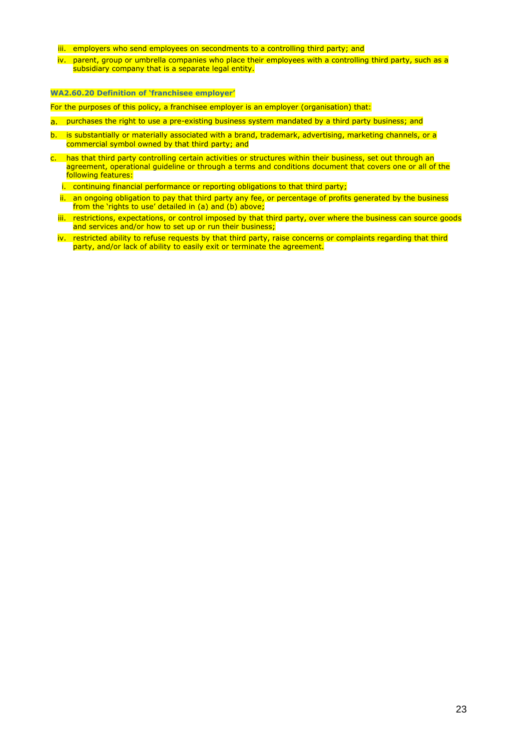iii. employers who send employees on secondments to a controlling third party; and

iv. parent, group or umbrella companies who place their employees with a controlling third party, such as a subsidiary company that is a separate legal entity.

#### WA2.60.20 Definition of 'franchisee employer'

For the purposes of this policy, a franchisee employer is an employer (organisation) that:

a. purchases the right to use a pre-existing business system mandated by a third party business; and

b. is substantially or materially associated with a brand, trademark, advertising, marketing channels, or a commercial symbol owned by that third party; and

c. has that third party controlling certain activities or structures within their business, set out through an agreement, operational guideline or through a terms and conditions document that covers one or all of the following features:

   i. continuing financial performance or reporting obligations to that third party;

   ii. an ongoing obligation to pay that third party any fee, or percentage of profits generated by the business from the 'rights to use' detailed in (a) and (b) above;

   iii. restrictions, expectations, or control imposed by that third party, over where the business can source goods and services and/or how to set up or run their business;

   iv. restricted ability to refuse requests by that third party, raise concerns or complaints regarding that third party, and/or lack of ability to easily exit or terminate the agreement.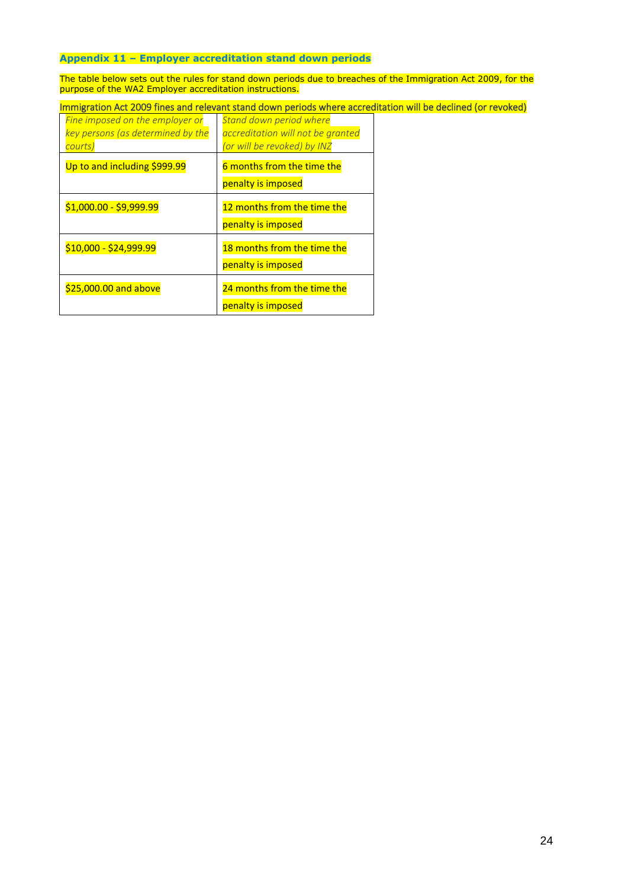## Appendix 11 – Employer accreditation stand down periods

The table below sets out the rules for stand down periods due to breaches of the Immigration Act 2009, for the purpose of the WA2 Employer accreditation instructions.

Immigration Act 2009 fines and relevant stand down periods where accreditation will be declined (or revoked)

| *Fine imposed on the employer or key persons (as determined by the courts)* | *Stand down period where accreditation will not be granted (or will be revoked) by INZ* |
|---|---|
| Up to and including $999.99 | 6 months from the time the penalty is imposed |
| $1,000.00 - $9,999.99 | 12 months from the time the penalty is imposed |
| $10,000 - $24,999.99 | 18 months from the time the penalty is imposed |
| $25,000.00 and above | 24 months from the time the penalty is imposed |